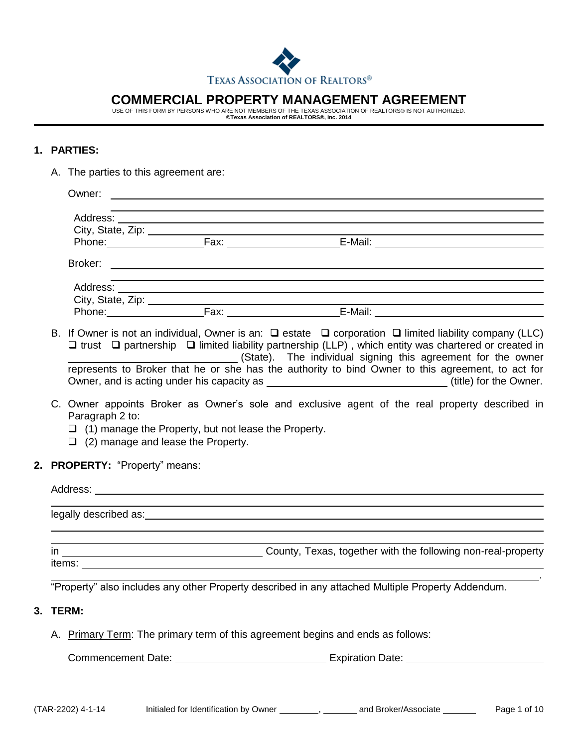TEXAS ASSOCIATION OF REALTORS®

# COMMERCIAL PROPERTY MANAGEMENT AGREEMENT

USE OF THIS FORM BY PERSONS WHO ARE NOT MEMBERS OF THE TEXAS ASSOCIATION OF REALTORS® IS NOT AUTHORIZED.
**©Texas Association of REALTORS®, Inc. 2014**

## 1. PARTIES:

A. The parties to this agreement are:

Owner: ______________________________________________

______________________________________________

Address: ______________________________________________
City, State, Zip: ______________________________________________
Phone: ________________ Fax: ________________ E-Mail: ________________

Broker: ______________________________________________

______________________________________________

Address: ______________________________________________
City, State, Zip: ______________________________________________
Phone: ________________ Fax: ________________ E-Mail: ________________

B. If Owner is not an individual, Owner is an: ❑ estate ❑ corporation ❑ limited liability company (LLC) ❑ trust ❑ partnership ❑ limited liability partnership (LLP) , which entity was chartered or created in ________________________ (State). The individual signing this agreement for the owner represents to Broker that he or she has the authority to bind Owner to this agreement, to act for Owner, and is acting under his capacity as ________________________ (title) for the Owner.

C. Owner appoints Broker as Owner's sole and exclusive agent of the real property described in Paragraph 2 to:

❑ (1) manage the Property, but not lease the Property.
❑ (2) manage and lease the Property.

## 2. PROPERTY: "Property" means:

Address: ______________________________________________

______________________________________________

legally described as: ______________________________________________

______________________________________________

______________________________________________

in ________________________ County, Texas, together with the following non-real-property items: ______________________________________________

______________________________________________.

"Property" also includes any other Property described in any attached Multiple Property Addendum.

## 3. TERM:

A. Primary Term: The primary term of this agreement begins and ends as follows:

Commencement Date: ________________________ Expiration Date: ________________________

(TAR-2202) 4-1-14 Initialed for Identification by Owner ________, ________ and Broker/Associate ________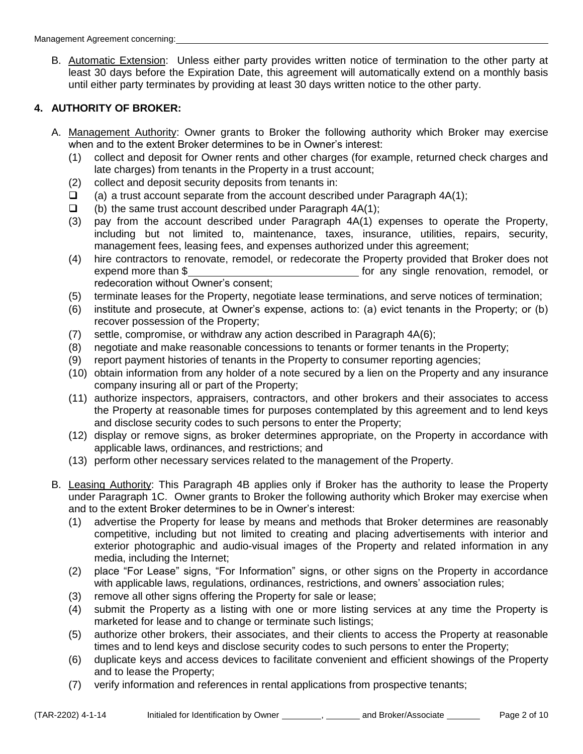B. Automatic Extension: Unless either party provides written notice of termination to the other party at least 30 days before the Expiration Date, this agreement will automatically extend on a monthly basis until either party terminates by providing at least 30 days written notice to the other party.

## 4. AUTHORITY OF BROKER:

A. Management Authority: Owner grants to Broker the following authority which Broker may exercise when and to the extent Broker determines to be in Owner's interest:

(1) collect and deposit for Owner rents and other charges (for example, returned check charges and late charges) from tenants in the Property in a trust account;

(2) collect and deposit security deposits from tenants in:

❑ (a) a trust account separate from the account described under Paragraph 4A(1);

❑ (b) the same trust account described under Paragraph 4A(1);

(3) pay from the account described under Paragraph 4A(1) expenses to operate the Property, including but not limited to, maintenance, taxes, insurance, utilities, repairs, security, management fees, leasing fees, and expenses authorized under this agreement;

(4) hire contractors to renovate, remodel, or redecorate the Property provided that Broker does not expend more than $\_\_\_\_\_\_\_\_\_\_\_\_\_\_\_\_\_\_\_\_\_\_\_\_\_\_\_\_ for any single renovation, remodel, or redecoration without Owner's consent;

(5) terminate leases for the Property, negotiate lease terminations, and serve notices of termination;

(6) institute and prosecute, at Owner's expense, actions to: (a) evict tenants in the Property; or (b) recover possession of the Property;

(7) settle, compromise, or withdraw any action described in Paragraph 4A(6);

(8) negotiate and make reasonable concessions to tenants or former tenants in the Property;

(9) report payment histories of tenants in the Property to consumer reporting agencies;

(10) obtain information from any holder of a note secured by a lien on the Property and any insurance company insuring all or part of the Property;

(11) authorize inspectors, appraisers, contractors, and other brokers and their associates to access the Property at reasonable times for purposes contemplated by this agreement and to lend keys and disclose security codes to such persons to enter the Property;

(12) display or remove signs, as broker determines appropriate, on the Property in accordance with applicable laws, ordinances, and restrictions; and

(13) perform other necessary services related to the management of the Property.

B. Leasing Authority: This Paragraph 4B applies only if Broker has the authority to lease the Property under Paragraph 1C. Owner grants to Broker the following authority which Broker may exercise when and to the extent Broker determines to be in Owner's interest:

(1) advertise the Property for lease by means and methods that Broker determines are reasonably competitive, including but not limited to creating and placing advertisements with interior and exterior photographic and audio-visual images of the Property and related information in any media, including the Internet;

(2) place "For Lease" signs, "For Information" signs, or other signs on the Property in accordance with applicable laws, regulations, ordinances, restrictions, and owners' association rules;

(3) remove all other signs offering the Property for sale or lease;

(4) submit the Property as a listing with one or more listing services at any time the Property is marketed for lease and to change or terminate such listings;

(5) authorize other brokers, their associates, and their clients to access the Property at reasonable times and to lend keys and disclose security codes to such persons to enter the Property;

(6) duplicate keys and access devices to facilitate convenient and efficient showings of the Property and to lease the Property;

(7) verify information and references in rental applications from prospective tenants;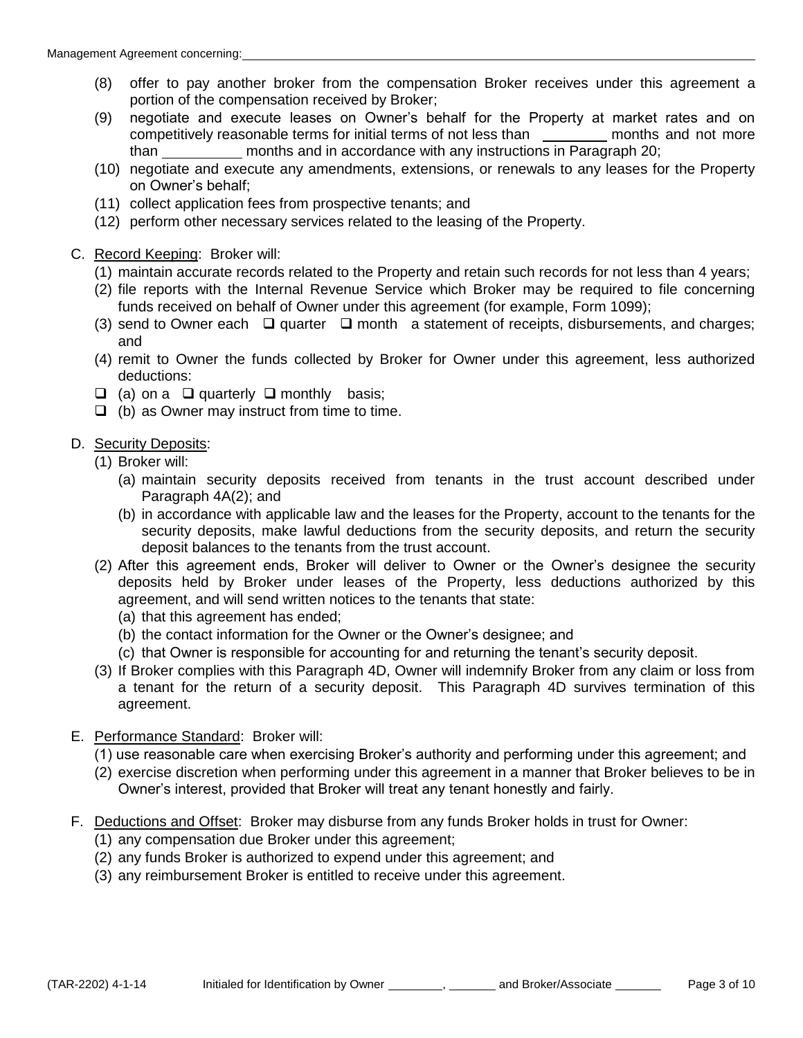Management Agreement concerning: ____________________

(8) offer to pay another broker from the compensation Broker receives under this agreement a portion of the compensation received by Broker;
(9) negotiate and execute leases on Owner's behalf for the Property at market rates and on competitively reasonable terms for initial terms of not less than ________ months and not more than __________ months and in accordance with any instructions in Paragraph 20;
(10) negotiate and execute any amendments, extensions, or renewals to any leases for the Property on Owner's behalf;
(11) collect application fees from prospective tenants; and
(12) perform other necessary services related to the leasing of the Property.

C. Record Keeping: Broker will:
(1) maintain accurate records related to the Property and retain such records for not less than 4 years;
(2) file reports with the Internal Revenue Service which Broker may be required to file concerning funds received on behalf of Owner under this agreement (for example, Form 1099);
(3) send to Owner each ❑ quarter ❑ month a statement of receipts, disbursements, and charges; and
(4) remit to Owner the funds collected by Broker for Owner under this agreement, less authorized deductions:
❑ (a) on a ❑ quarterly ❑ monthly basis;
❑ (b) as Owner may instruct from time to time.

D. Security Deposits:
(1) Broker will:
(a) maintain security deposits received from tenants in the trust account described under Paragraph 4A(2); and
(b) in accordance with applicable law and the leases for the Property, account to the tenants for the security deposits, make lawful deductions from the security deposits, and return the security deposit balances to the tenants from the trust account.
(2) After this agreement ends, Broker will deliver to Owner or the Owner's designee the security deposits held by Broker under leases of the Property, less deductions authorized by this agreement, and will send written notices to the tenants that state:
(a) that this agreement has ended;
(b) the contact information for the Owner or the Owner's designee; and
(c) that Owner is responsible for accounting for and returning the tenant's security deposit.
(3) If Broker complies with this Paragraph 4D, Owner will indemnify Broker from any claim or loss from a tenant for the return of a security deposit. This Paragraph 4D survives termination of this agreement.

E. Performance Standard: Broker will:
(1) use reasonable care when exercising Broker's authority and performing under this agreement; and
(2) exercise discretion when performing under this agreement in a manner that Broker believes to be in Owner's interest, provided that Broker will treat any tenant honestly and fairly.

F. Deductions and Offset: Broker may disburse from any funds Broker holds in trust for Owner:
(1) any compensation due Broker under this agreement;
(2) any funds Broker is authorized to expend under this agreement; and
(3) any reimbursement Broker is entitled to receive under this agreement.

(TAR-2202) 4-1-14 Initialed for Identification by Owner ________, _______ and Broker/Associate _______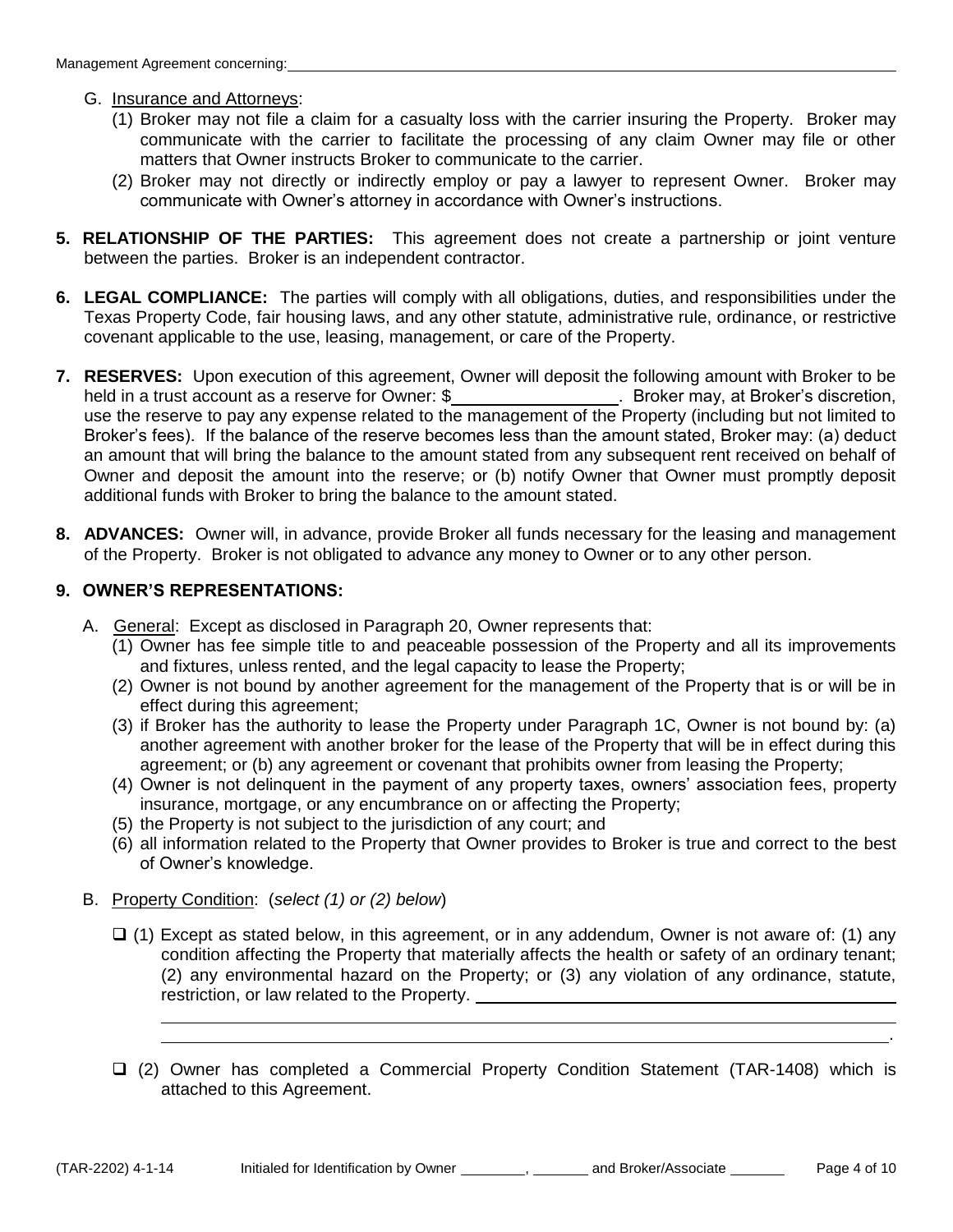G. Underline: Insurance and Attorneys:

(1) Broker may not file a claim for a casualty loss with the carrier insuring the Property. Broker may communicate with the carrier to facilitate the processing of any claim Owner may file or other matters that Owner instructs Broker to communicate to the carrier.

(2) Broker may not directly or indirectly employ or pay a lawyer to represent Owner. Broker may communicate with Owner's attorney in accordance with Owner's instructions.

**5. RELATIONSHIP OF THE PARTIES:** This agreement does not create a partnership or joint venture between the parties. Broker is an independent contractor.

**6. LEGAL COMPLIANCE:** The parties will comply with all obligations, duties, and responsibilities under the Texas Property Code, fair housing laws, and any other statute, administrative rule, ordinance, or restrictive covenant applicable to the use, leasing, management, or care of the Property.

**7. RESERVES:** Upon execution of this agreement, Owner will deposit the following amount with Broker to be held in a trust account as a reserve for Owner: $\_\_\_\_\_\_\_\_\_\_\_\_\_\_\_\_. Broker may, at Broker's discretion, use the reserve to pay any expense related to the management of the Property (including but not limited to Broker's fees). If the balance of the reserve becomes less than the amount stated, Broker may: (a) deduct an amount that will bring the balance to the amount stated from any subsequent rent received on behalf of Owner and deposit the amount into the reserve; or (b) notify Owner that Owner must promptly deposit additional funds with Broker to bring the balance to the amount stated.

**8. ADVANCES:** Owner will, in advance, provide Broker all funds necessary for the leasing and management of the Property. Broker is not obligated to advance any money to Owner or to any other person.

**9. OWNER'S REPRESENTATIONS:**

A. General: Except as disclosed in Paragraph 20, Owner represents that:

(1) Owner has fee simple title to and peaceable possession of the Property and all its improvements and fixtures, unless rented, and the legal capacity to lease the Property;

(2) Owner is not bound by another agreement for the management of the Property that is or will be in effect during this agreement;

(3) if Broker has the authority to lease the Property under Paragraph 1C, Owner is not bound by: (a) another agreement with another broker for the lease of the Property that will be in effect during this agreement; or (b) any agreement or covenant that prohibits owner from leasing the Property;

(4) Owner is not delinquent in the payment of any property taxes, owners' association fees, property insurance, mortgage, or any encumbrance on or affecting the Property;

(5) the Property is not subject to the jurisdiction of any court; and

(6) all information related to the Property that Owner provides to Broker is true and correct to the best of Owner's knowledge.

B. Property Condition: (*select (1) or (2) below*)

❑ (1) Except as stated below, in this agreement, or in any addendum, Owner is not aware of: (1) any condition affecting the Property that materially affects the health or safety of an ordinary tenant; (2) any environmental hazard on the Property; or (3) any violation of any ordinance, statute, restriction, or law related to the Property. \_\_\_\_\_\_\_\_\_\_\_\_\_\_\_\_\_\_\_\_\_\_\_\_\_\_\_\_\_\_\_\_\_\_\_\_\_\_\_\_\_\_\_\_\_\_\_\_\_\_\_\_\_\_\_\_\_\_\_\_\_\_\_\_\_\_\_\_\_\_\_\_\_\_\_\_\_\_\_\_\_\_\_\_\_\_\_\_\_\_\_\_\_\_\_\_\_\_\_\_\_\_\_\_\_\_\_\_\_\_\_\_\_\_\_\_\_\_\_\_\_\_\_\_\_\_\_\_\_\_\_\_\_\_\_\_\_\_\_\_\_\_\_\_\_\_\_\_\_\_\_\_\_\_\_\_\_\_\_\_\_\_\_\_\_\_\_\_.

❑ (2) Owner has completed a Commercial Property Condition Statement (TAR-1408) which is attached to this Agreement.

(TAR-2202) 4-1-14 Initialed for Identification by Owner \_\_\_\_\_\_\_\_, \_\_\_\_\_\_\_ and Broker/Associate \_\_\_\_\_\_\_

G. Insurance and Attorneys:

(1) Broker may not file a claim for a casualty loss with the carrier insuring the Property. Broker may communicate with the carrier to facilitate the processing of any claim Owner may file or other matters that Owner instructs Broker to communicate to the carrier.

(2) Broker may not directly or indirectly employ or pay a lawyer to represent Owner. Broker may communicate with Owner's attorney in accordance with Owner's instructions.

**5. RELATIONSHIP OF THE PARTIES:** This agreement does not create a partnership or joint venture between the parties. Broker is an independent contractor.

**6. LEGAL COMPLIANCE:** The parties will comply with all obligations, duties, and responsibilities under the Texas Property Code, fair housing laws, and any other statute, administrative rule, ordinance, or restrictive covenant applicable to the use, leasing, management, or care of the Property.

**7. RESERVES:** Upon execution of this agreement, Owner will deposit the following amount with Broker to be held in a trust account as a reserve for Owner: $\_\_\_\_\_\_\_\_\_\_\_\_\_\_\_\_. Broker may, at Broker's discretion, use the reserve to pay any expense related to the management of the Property (including but not limited to Broker's fees). If the balance of the reserve becomes less than the amount stated, Broker may: (a) deduct an amount that will bring the balance to the amount stated from any subsequent rent received on behalf of Owner and deposit the amount into the reserve; or (b) notify Owner that Owner must promptly deposit additional funds with Broker to bring the balance to the amount stated.

**8. ADVANCES:** Owner will, in advance, provide Broker all funds necessary for the leasing and management of the Property. Broker is not obligated to advance any money to Owner or to any other person.

**9. OWNER'S REPRESENTATIONS:**

A. General: Except as disclosed in Paragraph 20, Owner represents that:

(1) Owner has fee simple title to and peaceable possession of the Property and all its improvements and fixtures, unless rented, and the legal capacity to lease the Property;

(2) Owner is not bound by another agreement for the management of the Property that is or will be in effect during this agreement;

(3) if Broker has the authority to lease the Property under Paragraph 1C, Owner is not bound by: (a) another agreement with another broker for the lease of the Property that will be in effect during this agreement; or (b) any agreement or covenant that prohibits owner from leasing the Property;

(4) Owner is not delinquent in the payment of any property taxes, owners' association fees, property insurance, mortgage, or any encumbrance on or affecting the Property;

(5) the Property is not subject to the jurisdiction of any court; and

(6) all information related to the Property that Owner provides to Broker is true and correct to the best of Owner's knowledge.

B. Property Condition: (*select (1) or (2) below*)

❑ (1) Except as stated below, in this agreement, or in any addendum, Owner is not aware of: (1) any condition affecting the Property that materially affects the health or safety of an ordinary tenant; (2) any environmental hazard on the Property; or (3) any violation of any ordinance, statute, restriction, or law related to the Property. \_\_\_\_\_\_\_\_\_\_\_\_\_\_\_\_\_\_\_\_\_\_\_\_\_\_\_\_\_\_\_\_\_\_\_\_\_\_\_\_\_\_\_\_\_\_\_\_\_\_\_\_\_\_\_\_\_\_\_\_\_\_\_\_\_\_\_\_\_\_\_\_\_\_\_\_\_\_\_\_\_\_\_\_\_\_\_\_\_\_\_\_\_\_\_\_\_\_\_\_\_\_\_\_\_\_\_\_\_\_\_\_\_\_\_\_\_\_\_\_\_\_\_\_\_\_\_\_\_\_.

❑ (2) Owner has completed a Commercial Property Condition Statement (TAR-1408) which is attached to this Agreement.

(TAR-2202) 4-1-14 Initialed for Identification by Owner \_\_\_\_\_\_\_\_, \_\_\_\_\_\_\_ and Broker/Associate \_\_\_\_\_\_\_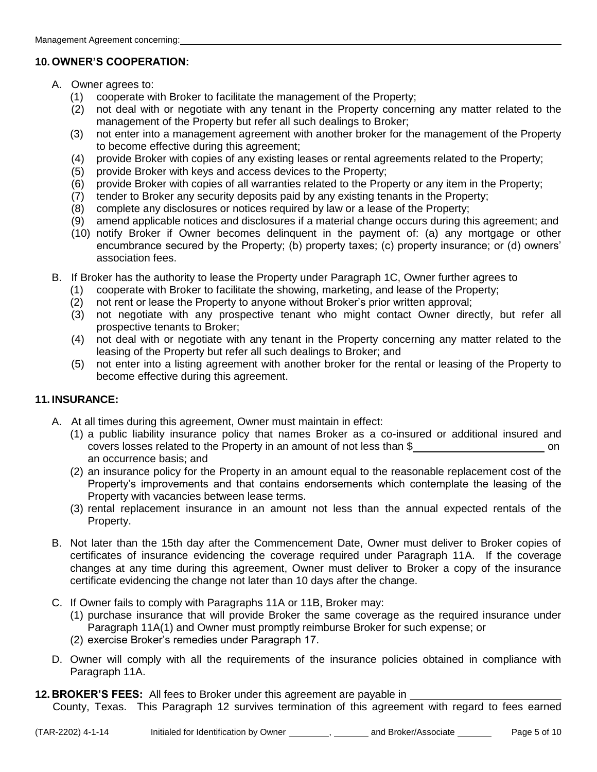## 10. OWNER'S COOPERATION:

A. Owner agrees to:

(1) cooperate with Broker to facilitate the management of the Property;
(2) not deal with or negotiate with any tenant in the Property concerning any matter related to the management of the Property but refer all such dealings to Broker;
(3) not enter into a management agreement with another broker for the management of the Property to become effective during this agreement;
(4) provide Broker with copies of any existing leases or rental agreements related to the Property;
(5) provide Broker with keys and access devices to the Property;
(6) provide Broker with copies of all warranties related to the Property or any item in the Property;
(7) tender to Broker any security deposits paid by any existing tenants in the Property;
(8) complete any disclosures or notices required by law or a lease of the Property;
(9) amend applicable notices and disclosures if a material change occurs during this agreement; and
(10) notify Broker if Owner becomes delinquent in the payment of: (a) any mortgage or other encumbrance secured by the Property; (b) property taxes; (c) property insurance; or (d) owners' association fees.

B. If Broker has the authority to lease the Property under Paragraph 1C, Owner further agrees to

(1) cooperate with Broker to facilitate the showing, marketing, and lease of the Property;
(2) not rent or lease the Property to anyone without Broker's prior written approval;
(3) not negotiate with any prospective tenant who might contact Owner directly, but refer all prospective tenants to Broker;
(4) not deal with or negotiate with any tenant in the Property concerning any matter related to the leasing of the Property but refer all such dealings to Broker; and
(5) not enter into a listing agreement with another broker for the rental or leasing of the Property to become effective during this agreement.

## 11. INSURANCE:

A. At all times during this agreement, Owner must maintain in effect:

(1) a public liability insurance policy that names Broker as a co-insured or additional insured and covers losses related to the Property in an amount of not less than $\_\_\_\_\_\_\_\_\_\_\_\_\_\_\_\_\_\_\_\_ on an occurrence basis; and
(2) an insurance policy for the Property in an amount equal to the reasonable replacement cost of the Property's improvements and that contains endorsements which contemplate the leasing of the Property with vacancies between lease terms.
(3) rental replacement insurance in an amount not less than the annual expected rentals of the Property.

B. Not later than the 15th day after the Commencement Date, Owner must deliver to Broker copies of certificates of insurance evidencing the coverage required under Paragraph 11A. If the coverage changes at any time during this agreement, Owner must deliver to Broker a copy of the insurance certificate evidencing the change not later than 10 days after the change.

C. If Owner fails to comply with Paragraphs 11A or 11B, Broker may:

(1) purchase insurance that will provide Broker the same coverage as the required insurance under Paragraph 11A(1) and Owner must promptly reimburse Broker for such expense; or
(2) exercise Broker's remedies under Paragraph 17.

D. Owner will comply with all the requirements of the insurance policies obtained in compliance with Paragraph 11A.

**12. BROKER'S FEES:** All fees to Broker under this agreement are payable in \_\_\_\_\_\_\_\_\_\_\_\_\_\_\_\_\_\_\_\_ County, Texas. This Paragraph 12 survives termination of this agreement with regard to fees earned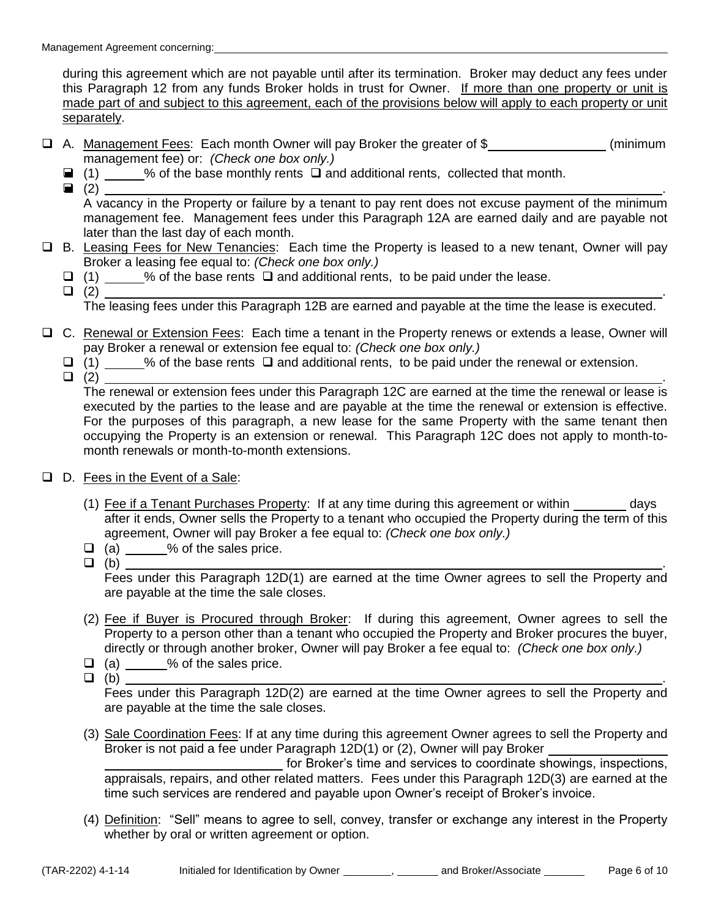during this agreement which are not payable until after its termination. Broker may deduct any fees under this Paragraph 12 from any funds Broker holds in trust for Owner. If more than one property or unit is made part of and subject to this agreement, each of the provisions below will apply to each property or unit separately.

- ☐ A. Management Fees: Each month Owner will pay Broker the greater of $________________ (minimum management fee) or: *(Check one box only.)*
  - ☐ (1) _____% of the base monthly rents ☐ and additional rents, collected that month.
  - ☐ (2) ____________________________________________________________________.

  A vacancy in the Property or failure by a tenant to pay rent does not excuse payment of the minimum management fee. Management fees under this Paragraph 12A are earned daily and are payable not later than the last day of each month.
- ☐ B. Leasing Fees for New Tenancies: Each time the Property is leased to a new tenant, Owner will pay Broker a leasing fee equal to: *(Check one box only.)*
  - ☐ (1) _____% of the base rents ☐ and additional rents, to be paid under the lease.
  - ☐ (2) ____________________________________________________________________.

  The leasing fees under this Paragraph 12B are earned and payable at the time the lease is executed.
- ☐ C. Renewal or Extension Fees: Each time a tenant in the Property renews or extends a lease, Owner will pay Broker a renewal or extension fee equal to: *(Check one box only.)*
  - ☐ (1) _____% of the base rents ☐ and additional rents, to be paid under the renewal or extension.
  - ☐ (2) ____________________________________________________________________.

  The renewal or extension fees under this Paragraph 12C are earned at the time the renewal or lease is executed by the parties to the lease and are payable at the time the renewal or extension is effective. For the purposes of this paragraph, a new lease for the same Property with the same tenant then occupying the Property is an extension or renewal. This Paragraph 12C does not apply to month-to-month renewals or month-to-month extensions.
- ☐ D. Fees in the Event of a Sale:
  - (1) Fee if a Tenant Purchases Property: If at any time during this agreement or within _______ days after it ends, Owner sells the Property to a tenant who occupied the Property during the term of this agreement, Owner will pay Broker a fee equal to: *(Check one box only.)*
    - ☐ (a) ______% of the sales price.
    - ☐ (b) ____________________________________________________________________.

    Fees under this Paragraph 12D(1) are earned at the time Owner agrees to sell the Property and are payable at the time the sale closes.
  - (2) Fee if Buyer is Procured through Broker: If during this agreement, Owner agrees to sell the Property to a person other than a tenant who occupied the Property and Broker procures the buyer, directly or through another broker, Owner will pay Broker a fee equal to: *(Check one box only.)*
    - ☐ (a) ______% of the sales price.
    - ☐ (b) ____________________________________________________________________.

    Fees under this Paragraph 12D(2) are earned at the time Owner agrees to sell the Property and are payable at the time the sale closes.
  - (3) Sale Coordination Fees: If at any time during this agreement Owner agrees to sell the Property and Broker is not paid a fee under Paragraph 12D(1) or (2), Owner will pay Broker ________________ ________________________ for Broker's time and services to coordinate showings, inspections, appraisals, repairs, and other related matters. Fees under this Paragraph 12D(3) are earned at the time such services are rendered and payable upon Owner's receipt of Broker's invoice.
  - (4) Definition: "Sell" means to agree to sell, convey, transfer or exchange any interest in the Property whether by oral or written agreement or option.

(TAR-2202) 4-1-14 Initialed for Identification by Owner ________, _______ and Broker/Associate _______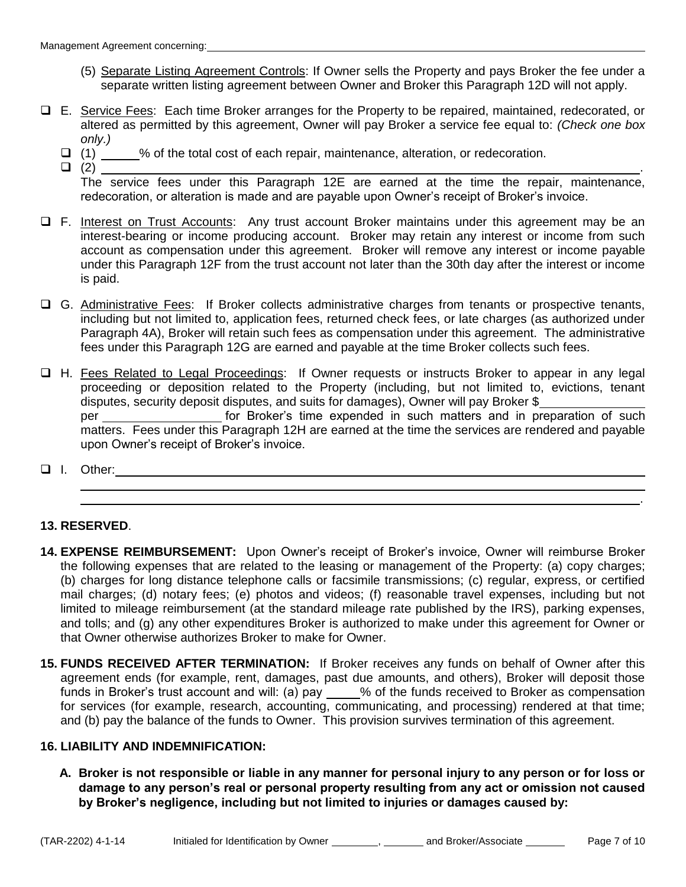Management Agreement concerning: ____________________

(5) Separate Listing Agreement Controls: If Owner sells the Property and pays Broker the fee under a separate written listing agreement between Owner and Broker this Paragraph 12D will not apply.

❑ E. Service Fees: Each time Broker arranges for the Property to be repaired, maintained, redecorated, or altered as permitted by this agreement, Owner will pay Broker a service fee equal to: *(Check one box only.)*

❑ (1) _____% of the total cost of each repair, maintenance, alteration, or redecoration.

❑ (2) ____________________.

The service fees under this Paragraph 12E are earned at the time the repair, maintenance, redecoration, or alteration is made and are payable upon Owner's receipt of Broker's invoice.

❑ F. Interest on Trust Accounts: Any trust account Broker maintains under this agreement may be an interest-bearing or income producing account. Broker may retain any interest or income from such account as compensation under this agreement. Broker will remove any interest or income payable under this Paragraph 12F from the trust account not later than the 30th day after the interest or income is paid.

❑ G. Administrative Fees: If Broker collects administrative charges from tenants or prospective tenants, including but not limited to, application fees, returned check fees, or late charges (as authorized under Paragraph 4A), Broker will retain such fees as compensation under this agreement. The administrative fees under this Paragraph 12G are earned and payable at the time Broker collects such fees.

❑ H. Fees Related to Legal Proceedings: If Owner requests or instructs Broker to appear in any legal proceeding or deposition related to the Property (including, but not limited to, evictions, tenant disputes, security deposit disputes, and suits for damages), Owner will pay Broker $__________ per __________ for Broker's time expended in such matters and in preparation of such matters. Fees under this Paragraph 12H are earned at the time the services are rendered and payable upon Owner's receipt of Broker's invoice.

❑ I. Other: ____________________

____________________

____________________.

**13. RESERVED**.

**14. EXPENSE REIMBURSEMENT:** Upon Owner's receipt of Broker's invoice, Owner will reimburse Broker the following expenses that are related to the leasing or management of the Property: (a) copy charges; (b) charges for long distance telephone calls or facsimile transmissions; (c) regular, express, or certified mail charges; (d) notary fees; (e) photos and videos; (f) reasonable travel expenses, including but not limited to mileage reimbursement (at the standard mileage rate published by the IRS), parking expenses, and tolls; and (g) any other expenditures Broker is authorized to make under this agreement for Owner or that Owner otherwise authorizes Broker to make for Owner.

**15. FUNDS RECEIVED AFTER TERMINATION:** If Broker receives any funds on behalf of Owner after this agreement ends (for example, rent, damages, past due amounts, and others), Broker will deposit those funds in Broker's trust account and will: (a) pay _____% of the funds received to Broker as compensation for services (for example, research, accounting, communicating, and processing) rendered at that time; and (b) pay the balance of the funds to Owner. This provision survives termination of this agreement.

**16. LIABILITY AND INDEMNIFICATION:**

**A. Broker is not responsible or liable in any manner for personal injury to any person or for loss or damage to any person's real or personal property resulting from any act or omission not caused by Broker's negligence, including but not limited to injuries or damages caused by:**

(TAR-2202) 4-1-14 Initialed for Identification by Owner ________, _______ and Broker/Associate _______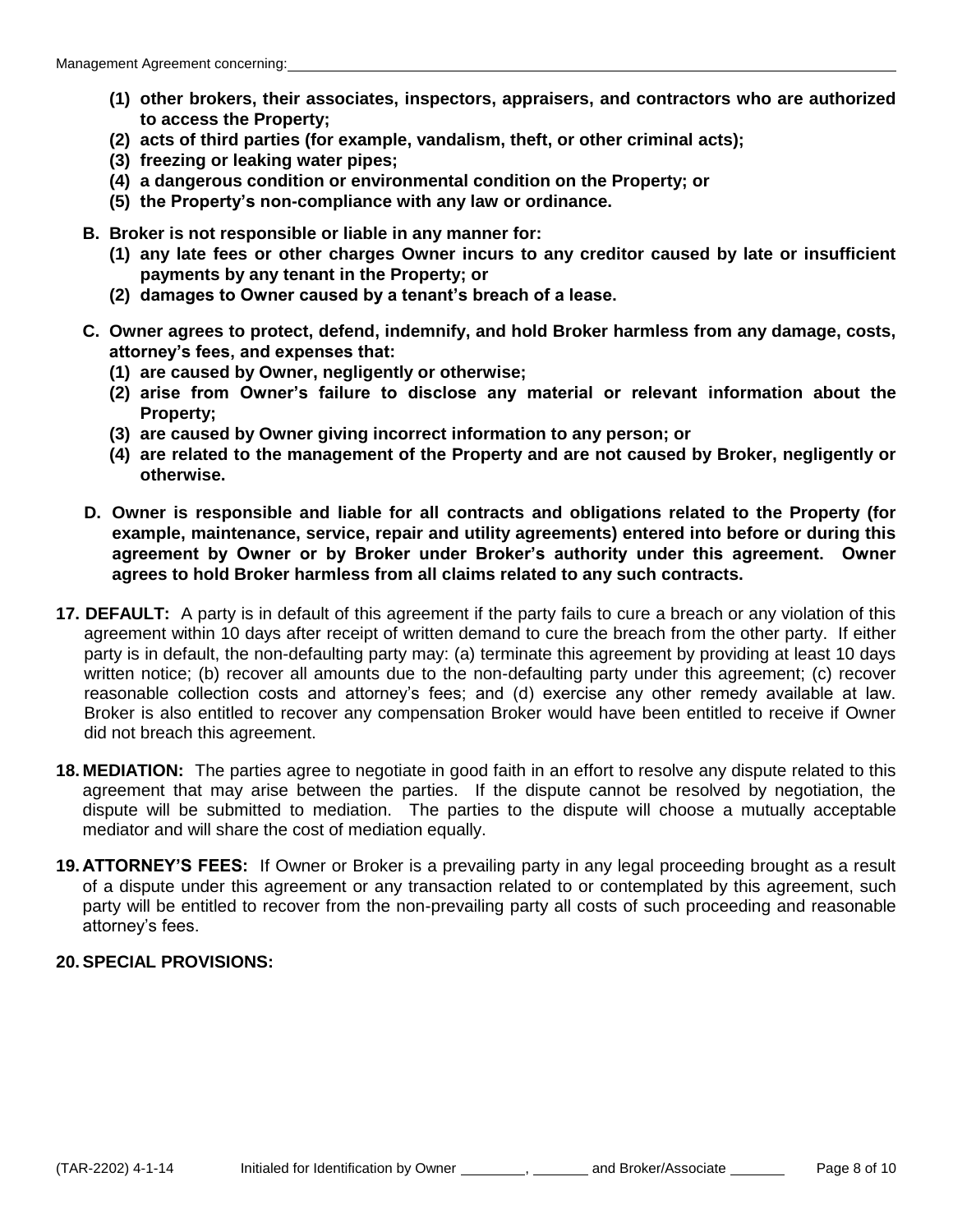(1) **other brokers, their associates, inspectors, appraisers, and contractors who are authorized to access the Property;**
(2) **acts of third parties (for example, vandalism, theft, or other criminal acts);**
(3) **freezing or leaking water pipes;**
(4) **a dangerous condition or environmental condition on the Property; or**
(5) **the Property's non-compliance with any law or ordinance.**

**B. Broker is not responsible or liable in any manner for:**

(1) **any late fees or other charges Owner incurs to any creditor caused by late or insufficient payments by any tenant in the Property; or**
(2) **damages to Owner caused by a tenant's breach of a lease.**

**C. Owner agrees to protect, defend, indemnify, and hold Broker harmless from any damage, costs, attorney's fees, and expenses that:**

(1) **are caused by Owner, negligently or otherwise;**
(2) **arise from Owner's failure to disclose any material or relevant information about the Property;**
(3) **are caused by Owner giving incorrect information to any person; or**
(4) **are related to the management of the Property and are not caused by Broker, negligently or otherwise.**

**D. Owner is responsible and liable for all contracts and obligations related to the Property (for example, maintenance, service, repair and utility agreements) entered into before or during this agreement by Owner or by Broker under Broker's authority under this agreement. Owner agrees to hold Broker harmless from all claims related to any such contracts.**

**17. DEFAULT:** A party is in default of this agreement if the party fails to cure a breach or any violation of this agreement within 10 days after receipt of written demand to cure the breach from the other party. If either party is in default, the non-defaulting party may: (a) terminate this agreement by providing at least 10 days written notice; (b) recover all amounts due to the non-defaulting party under this agreement; (c) recover reasonable collection costs and attorney's fees; and (d) exercise any other remedy available at law. Broker is also entitled to recover any compensation Broker would have been entitled to receive if Owner did not breach this agreement.

**18. MEDIATION:** The parties agree to negotiate in good faith in an effort to resolve any dispute related to this agreement that may arise between the parties. If the dispute cannot be resolved by negotiation, the dispute will be submitted to mediation. The parties to the dispute will choose a mutually acceptable mediator and will share the cost of mediation equally.

**19. ATTORNEY'S FEES:** If Owner or Broker is a prevailing party in any legal proceeding brought as a result of a dispute under this agreement or any transaction related to or contemplated by this agreement, such party will be entitled to recover from the non-prevailing party all costs of such proceeding and reasonable attorney's fees.

**20. SPECIAL PROVISIONS:**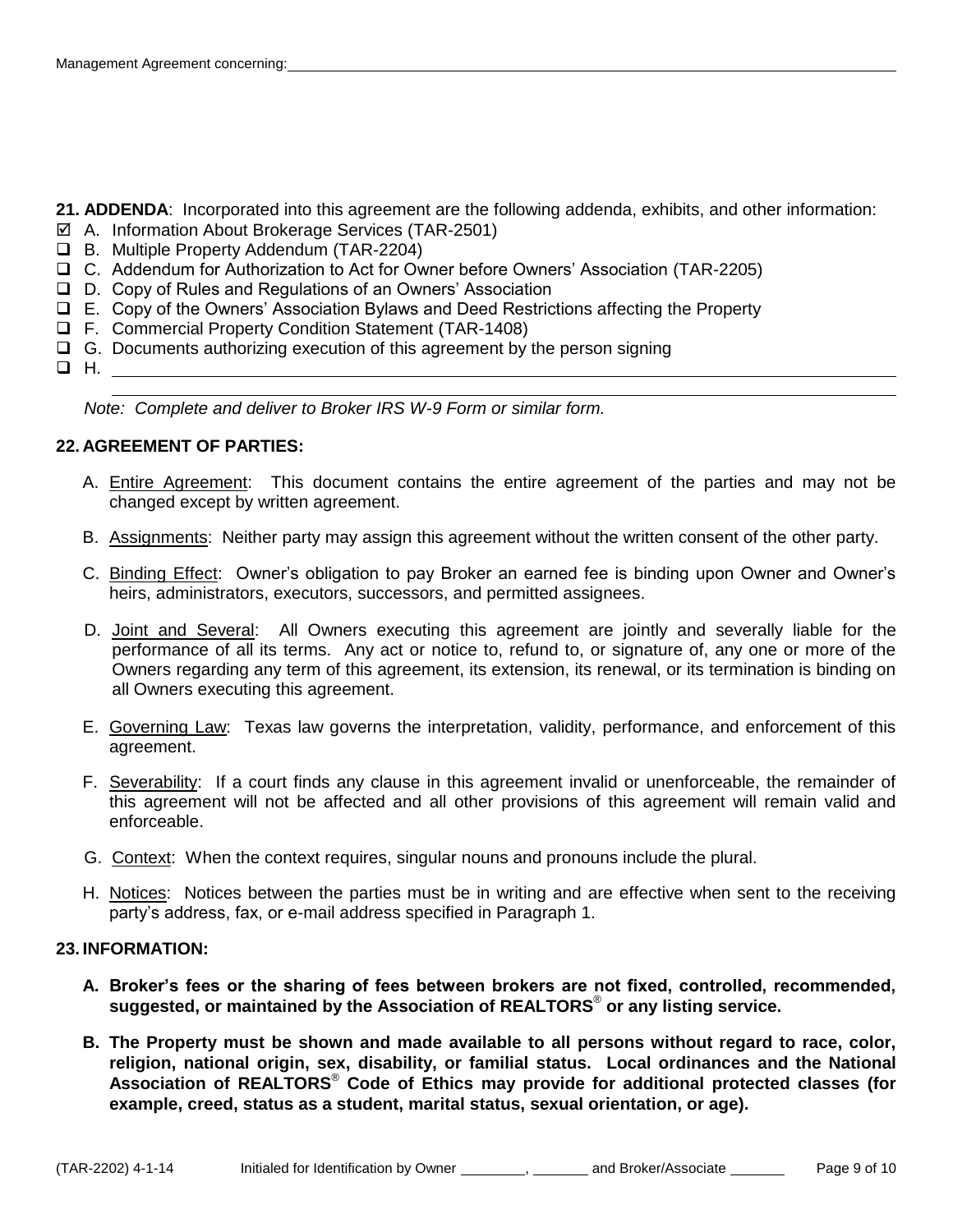Management Agreement concerning: \_\_\_\_\_\_\_\_\_\_\_\_\_\_\_\_\_\_\_\_\_\_\_\_\_\_\_\_\_\_\_\_\_\_\_\_\_\_\_\_

**21. ADDENDA**: Incorporated into this agreement are the following addenda, exhibits, and other information:

- ☑ A. Information About Brokerage Services (TAR-2501)
- ☐ B. Multiple Property Addendum (TAR-2204)
- ☐ C. Addendum for Authorization to Act for Owner before Owners' Association (TAR-2205)
- ☐ D. Copy of Rules and Regulations of an Owners' Association
- ☐ E. Copy of the Owners' Association Bylaws and Deed Restrictions affecting the Property
- ☐ F. Commercial Property Condition Statement (TAR-1408)
- ☐ G. Documents authorizing execution of this agreement by the person signing
- ☐ H. \_\_\_\_\_\_\_\_\_\_\_\_\_\_\_\_\_\_\_\_\_\_\_\_\_\_\_\_\_\_\_\_\_\_\_\_\_\_\_\_

*Note: Complete and deliver to Broker IRS W-9 Form or similar form.*

**22. AGREEMENT OF PARTIES:**

A. Entire Agreement: This document contains the entire agreement of the parties and may not be changed except by written agreement.

B. Assignments: Neither party may assign this agreement without the written consent of the other party.

C. Binding Effect: Owner's obligation to pay Broker an earned fee is binding upon Owner and Owner's heirs, administrators, executors, successors, and permitted assignees.

D. Joint and Several: All Owners executing this agreement are jointly and severally liable for the performance of all its terms. Any act or notice to, refund to, or signature of, any one or more of the Owners regarding any term of this agreement, its extension, its renewal, or its termination is binding on all Owners executing this agreement.

E. Governing Law: Texas law governs the interpretation, validity, performance, and enforcement of this agreement.

F. Severability: If a court finds any clause in this agreement invalid or unenforceable, the remainder of this agreement will not be affected and all other provisions of this agreement will remain valid and enforceable.

G. Context: When the context requires, singular nouns and pronouns include the plural.

H. Notices: Notices between the parties must be in writing and are effective when sent to the receiving party's address, fax, or e-mail address specified in Paragraph 1.

**23. INFORMATION:**

**A. Broker's fees or the sharing of fees between brokers are not fixed, controlled, recommended, suggested, or maintained by the Association of REALTORS® or any listing service.**

**B. The Property must be shown and made available to all persons without regard to race, color, religion, national origin, sex, disability, or familial status. Local ordinances and the National Association of REALTORS® Code of Ethics may provide for additional protected classes (for example, creed, status as a student, marital status, sexual orientation, or age).**

(TAR-2202) 4-1-14 Initialed for Identification by Owner \_\_\_\_\_\_\_\_, \_\_\_\_\_\_\_ and Broker/Associate \_\_\_\_\_\_\_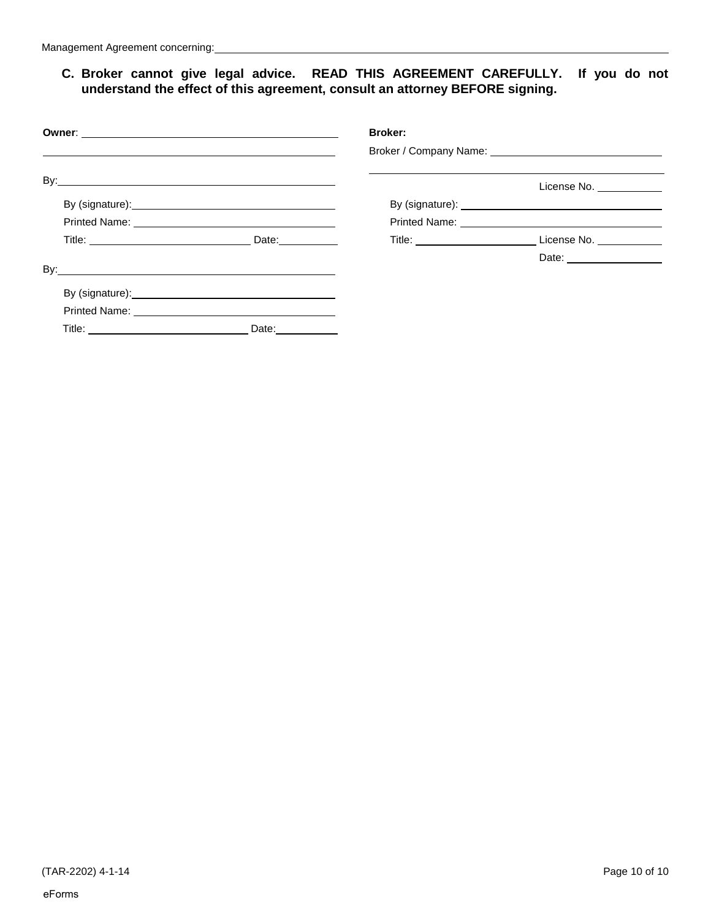Management Agreement concerning: ______________________________

**C. Broker cannot give legal advice. READ THIS AGREEMENT CAREFULLY. If you do not understand the effect of this agreement, consult an attorney BEFORE signing.**

**Owner**: ______________________________

______________________________

By: ______________________________

By (signature): ______________________________

Printed Name: ______________________________

Title: ______________________________ Date: __________

By: ______________________________

By (signature): ______________________________

Printed Name: ______________________________

Title: ______________________________ Date: __________

**Broker:**

Broker / Company Name: ______________________________

______________________________

License No. __________

By (signature): ______________________________

Printed Name: ______________________________

Title: ______________________________ License No. __________

Date: __________

(TAR-2202) 4-1-14

eForms